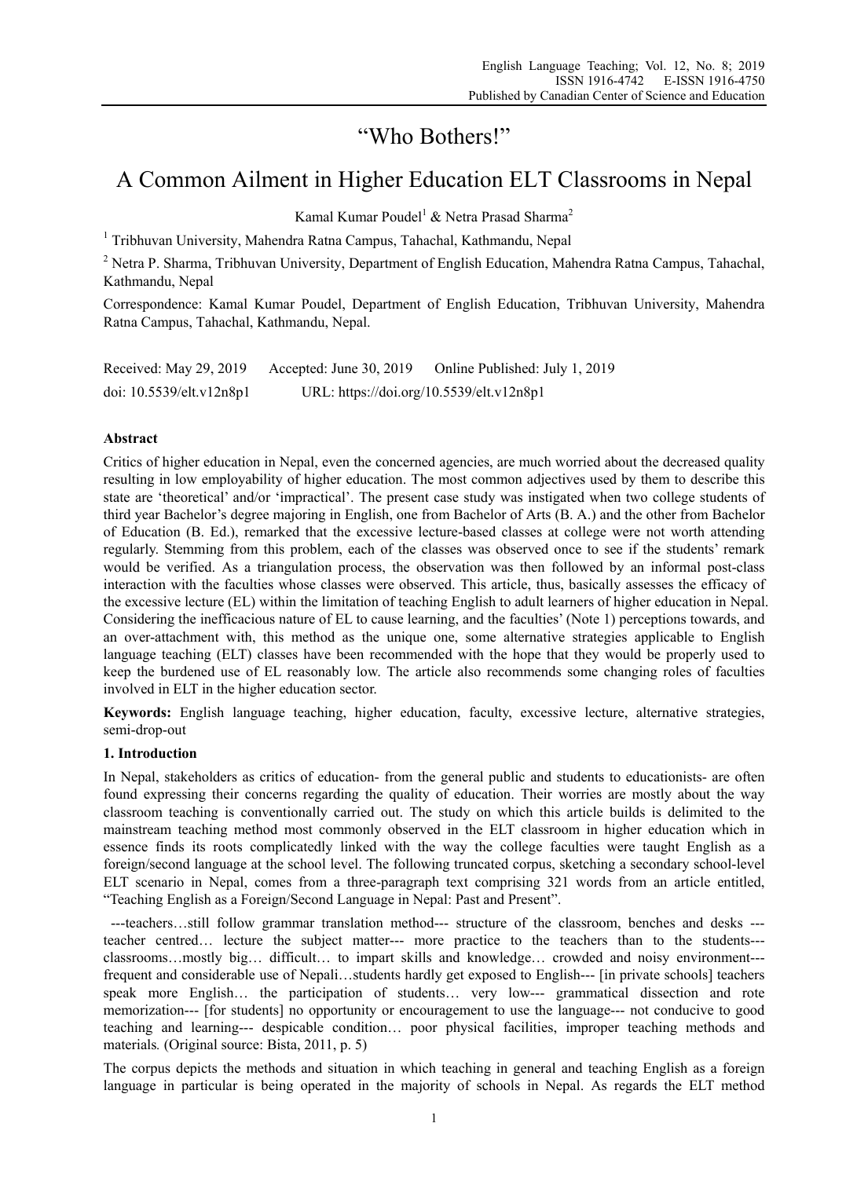# "Who Bothers!"

# A Common Ailment in Higher Education ELT Classrooms in Nepal

Kamal Kumar Poudel[1] & Netra Prasad Sharma[2]

[1] Tribhuvan University, Mahendra Ratna Campus, Tahachal, Kathmandu, Nepal

[2] Netra P. Sharma, Tribhuvan University, Department of English Education, Mahendra Ratna Campus, Tahachal, Kathmandu, Nepal

Correspondence: Kamal Kumar Poudel, Department of English Education, Tribhuvan University, Mahendra Ratna Campus, Tahachal, Kathmandu, Nepal.

Received: May 29, 2019 Accepted: June 30, 2019 Online Published: July 1, 2019

doi: 10.5539/elt.v12n8p1 URL: https://doi.org/10.5539/elt.v12n8p1

## Abstract

Critics of higher education in Nepal, even the concerned agencies, are much worried about the decreased quality resulting in low employability of higher education. The most common adjectives used by them to describe this state are 'theoretical' and/or 'impractical'. The present case study was instigated when two college students of third year Bachelor's degree majoring in English, one from Bachelor of Arts (B. A.) and the other from Bachelor of Education (B. Ed.), remarked that the excessive lecture-based classes at college were not worth attending regularly. Stemming from this problem, each of the classes was observed once to see if the students' remark would be verified. As a triangulation process, the observation was then followed by an informal post-class interaction with the faculties whose classes were observed. This article, thus, basically assesses the efficacy of the excessive lecture (EL) within the limitation of teaching English to adult learners of higher education in Nepal. Considering the inefficacious nature of EL to cause learning, and the faculties' (Note 1) perceptions towards, and an over-attachment with, this method as the unique one, some alternative strategies applicable to English language teaching (ELT) classes have been recommended with the hope that they would be properly used to keep the burdened use of EL reasonably low. The article also recommends some changing roles of faculties involved in ELT in the higher education sector.

**Keywords:** English language teaching, higher education, faculty, excessive lecture, alternative strategies, semi-drop-out

## 1. Introduction

In Nepal, stakeholders as critics of education- from the general public and students to educationists- are often found expressing their concerns regarding the quality of education. Their worries are mostly about the way classroom teaching is conventionally carried out. The study on which this article builds is delimited to the mainstream teaching method most commonly observed in the ELT classroom in higher education which in essence finds its roots complicatedly linked with the way the college faculties were taught English as a foreign/second language at the school level. The following truncated corpus, sketching a secondary school-level ELT scenario in Nepal, comes from a three-paragraph text comprising 321 words from an article entitled, "Teaching English as a Foreign/Second Language in Nepal: Past and Present".

---teachers…still follow grammar translation method--- structure of the classroom, benches and desks --- teacher centred… lecture the subject matter--- more practice to the teachers than to the students--- classrooms…mostly big… difficult… to impart skills and knowledge… crowded and noisy environment--- frequent and considerable use of Nepali…students hardly get exposed to English--- [in private schools] teachers speak more English… the participation of students… very low--- grammatical dissection and rote memorization--- [for students] no opportunity or encouragement to use the language--- not conducive to good teaching and learning--- despicable condition… poor physical facilities, improper teaching methods and materials. (Original source: Bista, 2011, p. 5)

The corpus depicts the methods and situation in which teaching in general and teaching English as a foreign language in particular is being operated in the majority of schools in Nepal. As regards the ELT method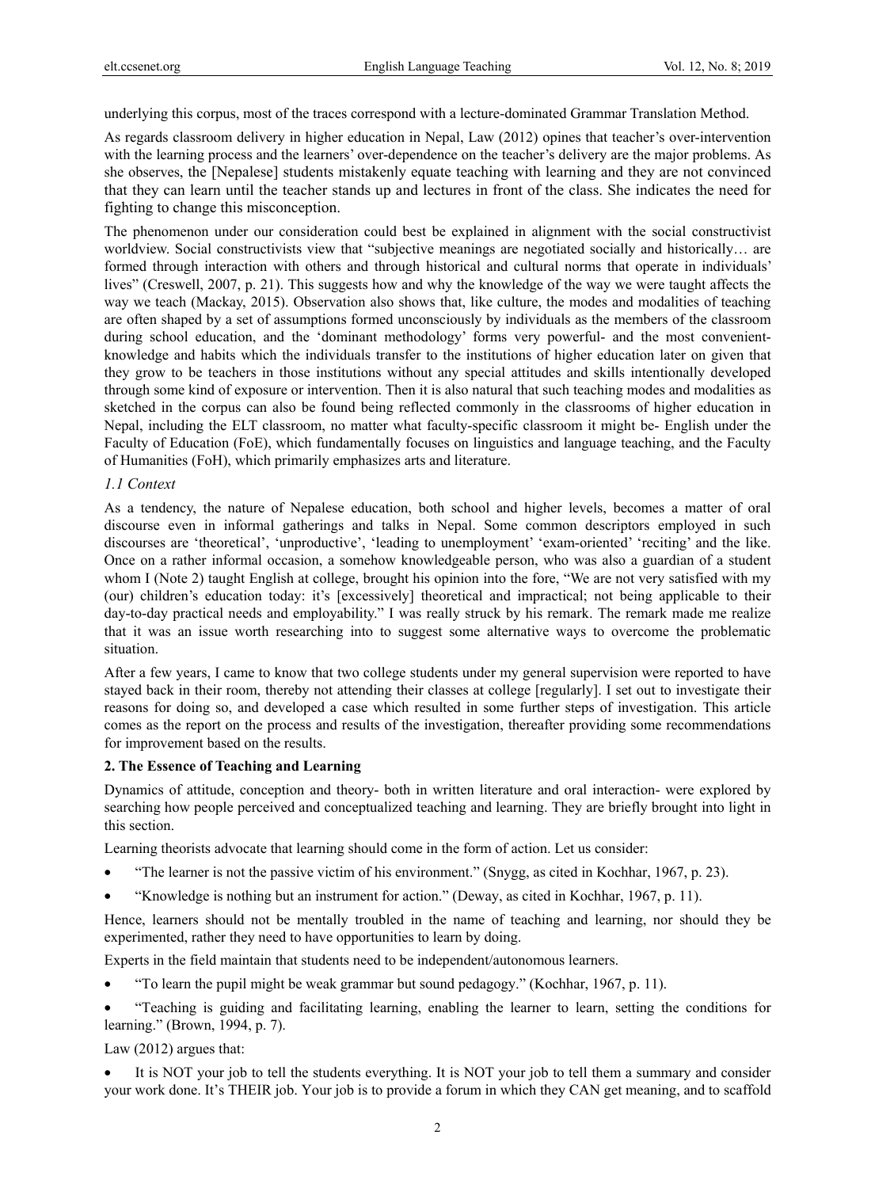underlying this corpus, most of the traces correspond with a lecture-dominated Grammar Translation Method.

As regards classroom delivery in higher education in Nepal, Law (2012) opines that teacher's over-intervention with the learning process and the learners' over-dependence on the teacher's delivery are the major problems. As she observes, the [Nepalese] students mistakenly equate teaching with learning and they are not convinced that they can learn until the teacher stands up and lectures in front of the class. She indicates the need for fighting to change this misconception.

The phenomenon under our consideration could best be explained in alignment with the social constructivist worldview. Social constructivists view that "subjective meanings are negotiated socially and historically… are formed through interaction with others and through historical and cultural norms that operate in individuals' lives" (Creswell, 2007, p. 21). This suggests how and why the knowledge of the way we were taught affects the way we teach (Mackay, 2015). Observation also shows that, like culture, the modes and modalities of teaching are often shaped by a set of assumptions formed unconsciously by individuals as the members of the classroom during school education, and the 'dominant methodology' forms very powerful- and the most convenient- knowledge and habits which the individuals transfer to the institutions of higher education later on given that they grow to be teachers in those institutions without any special attitudes and skills intentionally developed through some kind of exposure or intervention. Then it is also natural that such teaching modes and modalities as sketched in the corpus can also be found being reflected commonly in the classrooms of higher education in Nepal, including the ELT classroom, no matter what faculty-specific classroom it might be- English under the Faculty of Education (FoE), which fundamentally focuses on linguistics and language teaching, and the Faculty of Humanities (FoH), which primarily emphasizes arts and literature.

### *1.1 Context*

As a tendency, the nature of Nepalese education, both school and higher levels, becomes a matter of oral discourse even in informal gatherings and talks in Nepal. Some common descriptors employed in such discourses are 'theoretical', 'unproductive', 'leading to unemployment' 'exam-oriented' 'reciting' and the like. Once on a rather informal occasion, a somehow knowledgeable person, who was also a guardian of a student whom I (Note 2) taught English at college, brought his opinion into the fore, "We are not very satisfied with my (our) children's education today: it's [excessively] theoretical and impractical; not being applicable to their day-to-day practical needs and employability." I was really struck by his remark. The remark made me realize that it was an issue worth researching into to suggest some alternative ways to overcome the problematic situation.

After a few years, I came to know that two college students under my general supervision were reported to have stayed back in their room, thereby not attending their classes at college [regularly]. I set out to investigate their reasons for doing so, and developed a case which resulted in some further steps of investigation. This article comes as the report on the process and results of the investigation, thereafter providing some recommendations for improvement based on the results.

## **2. The Essence of Teaching and Learning**

Dynamics of attitude, conception and theory- both in written literature and oral interaction- were explored by searching how people perceived and conceptualized teaching and learning. They are briefly brought into light in this section.

Learning theorists advocate that learning should come in the form of action. Let us consider:

- "The learner is not the passive victim of his environment." (Snygg, as cited in Kochhar, 1967, p. 23).
- "Knowledge is nothing but an instrument for action." (Deway, as cited in Kochhar, 1967, p. 11).

Hence, learners should not be mentally troubled in the name of teaching and learning, nor should they be experimented, rather they need to have opportunities to learn by doing.

Experts in the field maintain that students need to be independent/autonomous learners.

- "To learn the pupil might be weak grammar but sound pedagogy." (Kochhar, 1967, p. 11).
- "Teaching is guiding and facilitating learning, enabling the learner to learn, setting the conditions for learning." (Brown, 1994, p. 7).

Law (2012) argues that:

- It is NOT your job to tell the students everything. It is NOT your job to tell them a summary and consider your work done. It's THEIR job. Your job is to provide a forum in which they CAN get meaning, and to scaffold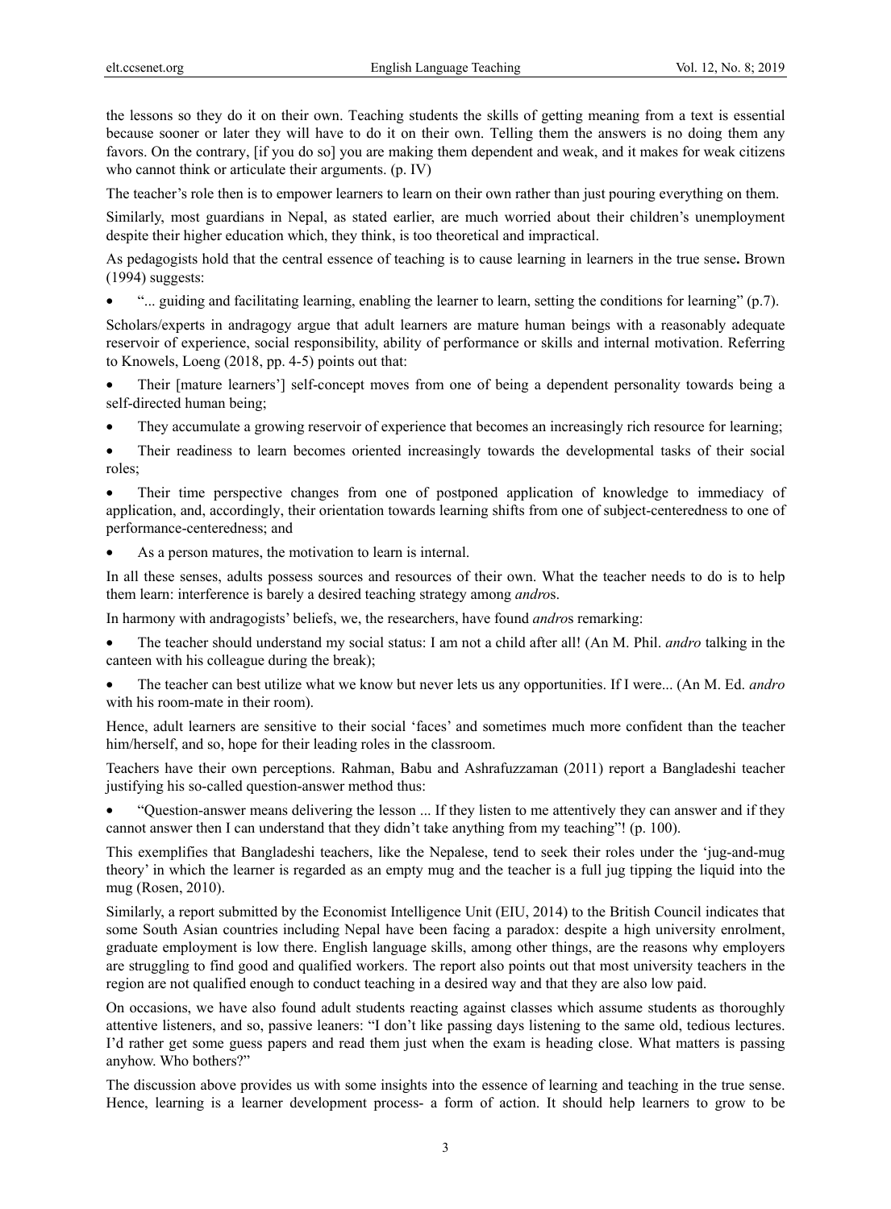the lessons so they do it on their own. Teaching students the skills of getting meaning from a text is essential because sooner or later they will have to do it on their own. Telling them the answers is no doing them any favors. On the contrary, [if you do so] you are making them dependent and weak, and it makes for weak citizens who cannot think or articulate their arguments. (p. IV)

The teacher's role then is to empower learners to learn on their own rather than just pouring everything on them.

Similarly, most guardians in Nepal, as stated earlier, are much worried about their children's unemployment despite their higher education which, they think, is too theoretical and impractical.

As pedagogists hold that the central essence of teaching is to cause learning in learners in the true sense**.** Brown (1994) suggests:

- "... guiding and facilitating learning, enabling the learner to learn, setting the conditions for learning" (p.7).

Scholars/experts in andragogy argue that adult learners are mature human beings with a reasonably adequate reservoir of experience, social responsibility, ability of performance or skills and internal motivation. Referring to Knowels, Loeng (2018, pp. 4-5) points out that:

- Their [mature learners'] self-concept moves from one of being a dependent personality towards being a self-directed human being;
- They accumulate a growing reservoir of experience that becomes an increasingly rich resource for learning;
- Their readiness to learn becomes oriented increasingly towards the developmental tasks of their social roles;
- Their time perspective changes from one of postponed application of knowledge to immediacy of application, and, accordingly, their orientation towards learning shifts from one of subject-centeredness to one of performance-centeredness; and
- As a person matures, the motivation to learn is internal.

In all these senses, adults possess sources and resources of their own. What the teacher needs to do is to help them learn: interference is barely a desired teaching strategy among *andro*s.

In harmony with andragogists' beliefs, we, the researchers, have found *andro*s remarking:

- The teacher should understand my social status: I am not a child after all! (An M. Phil. *andro* talking in the canteen with his colleague during the break);
- The teacher can best utilize what we know but never lets us any opportunities. If I were... (An M. Ed. *andro* with his room-mate in their room).

Hence, adult learners are sensitive to their social 'faces' and sometimes much more confident than the teacher him/herself, and so, hope for their leading roles in the classroom.

Teachers have their own perceptions. Rahman, Babu and Ashrafuzzaman (2011) report a Bangladeshi teacher justifying his so-called question-answer method thus:

- "Question-answer means delivering the lesson ... If they listen to me attentively they can answer and if they cannot answer then I can understand that they didn't take anything from my teaching"! (p. 100).

This exemplifies that Bangladeshi teachers, like the Nepalese, tend to seek their roles under the 'jug-and-mug theory' in which the learner is regarded as an empty mug and the teacher is a full jug tipping the liquid into the mug (Rosen, 2010).

Similarly, a report submitted by the Economist Intelligence Unit (EIU, 2014) to the British Council indicates that some South Asian countries including Nepal have been facing a paradox: despite a high university enrolment, graduate employment is low there. English language skills, among other things, are the reasons why employers are struggling to find good and qualified workers. The report also points out that most university teachers in the region are not qualified enough to conduct teaching in a desired way and that they are also low paid.

On occasions, we have also found adult students reacting against classes which assume students as thoroughly attentive listeners, and so, passive leaners: "I don't like passing days listening to the same old, tedious lectures. I'd rather get some guess papers and read them just when the exam is heading close. What matters is passing anyhow. Who bothers?"

The discussion above provides us with some insights into the essence of learning and teaching in the true sense. Hence, learning is a learner development process- a form of action. It should help learners to grow to be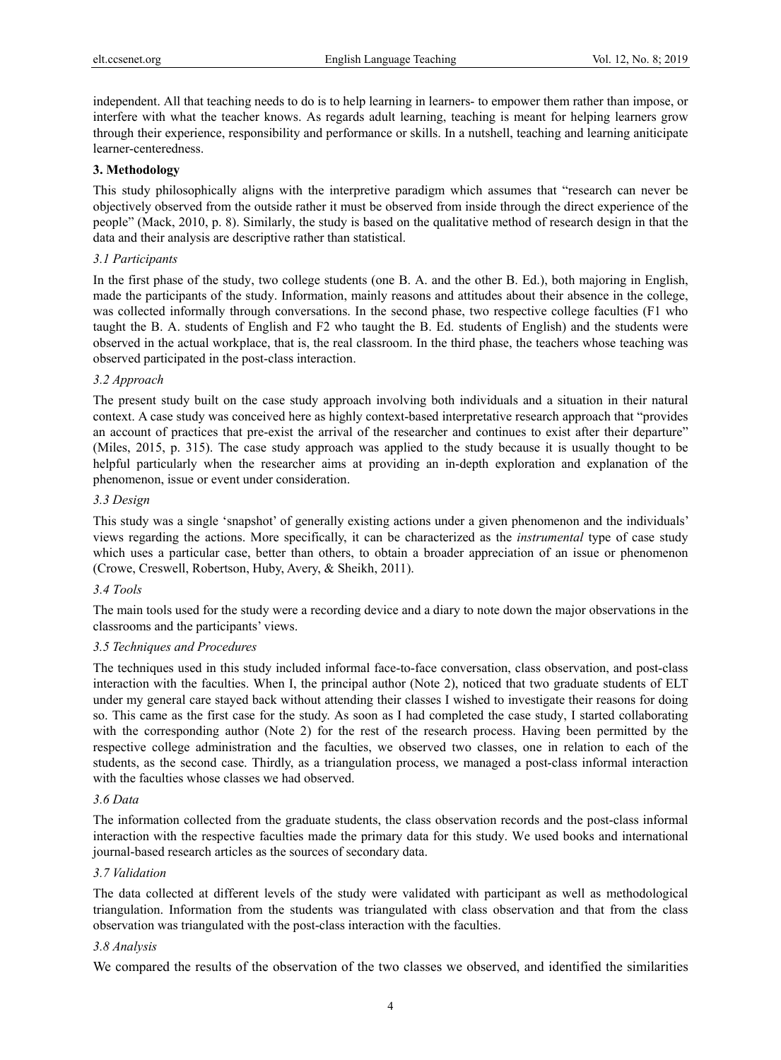independent. All that teaching needs to do is to help learning in learners- to empower them rather than impose, or interfere with what the teacher knows. As regards adult learning, teaching is meant for helping learners grow through their experience, responsibility and performance or skills. In a nutshell, teaching and learning aniticipate learner-centeredness.

## 3. Methodology

This study philosophically aligns with the interpretive paradigm which assumes that "research can never be objectively observed from the outside rather it must be observed from inside through the direct experience of the people" (Mack, 2010, p. 8). Similarly, the study is based on the qualitative method of research design in that the data and their analysis are descriptive rather than statistical.

### *3.1 Participants*

In the first phase of the study, two college students (one B. A. and the other B. Ed.), both majoring in English, made the participants of the study. Information, mainly reasons and attitudes about their absence in the college, was collected informally through conversations. In the second phase, two respective college faculties (F1 who taught the B. A. students of English and F2 who taught the B. Ed. students of English) and the students were observed in the actual workplace, that is, the real classroom. In the third phase, the teachers whose teaching was observed participated in the post-class interaction.

### *3.2 Approach*

The present study built on the case study approach involving both individuals and a situation in their natural context. A case study was conceived here as highly context-based interpretative research approach that "provides an account of practices that pre-exist the arrival of the researcher and continues to exist after their departure" (Miles, 2015, p. 315). The case study approach was applied to the study because it is usually thought to be helpful particularly when the researcher aims at providing an in-depth exploration and explanation of the phenomenon, issue or event under consideration.

### *3.3 Design*

This study was a single 'snapshot' of generally existing actions under a given phenomenon and the individuals' views regarding the actions. More specifically, it can be characterized as the *instrumental* type of case study which uses a particular case, better than others, to obtain a broader appreciation of an issue or phenomenon (Crowe, Creswell, Robertson, Huby, Avery, & Sheikh, 2011).

### *3.4 Tools*

The main tools used for the study were a recording device and a diary to note down the major observations in the classrooms and the participants' views.

### *3.5 Techniques and Procedures*

The techniques used in this study included informal face-to-face conversation, class observation, and post-class interaction with the faculties. When I, the principal author (Note 2), noticed that two graduate students of ELT under my general care stayed back without attending their classes I wished to investigate their reasons for doing so. This came as the first case for the study. As soon as I had completed the case study, I started collaborating with the corresponding author (Note 2) for the rest of the research process. Having been permitted by the respective college administration and the faculties, we observed two classes, one in relation to each of the students, as the second case. Thirdly, as a triangulation process, we managed a post-class informal interaction with the faculties whose classes we had observed.

### *3.6 Data*

The information collected from the graduate students, the class observation records and the post-class informal interaction with the respective faculties made the primary data for this study. We used books and international journal-based research articles as the sources of secondary data.

### *3.7 Validation*

The data collected at different levels of the study were validated with participant as well as methodological triangulation. Information from the students was triangulated with class observation and that from the class observation was triangulated with the post-class interaction with the faculties.

### *3.8 Analysis*

We compared the results of the observation of the two classes we observed, and identified the similarities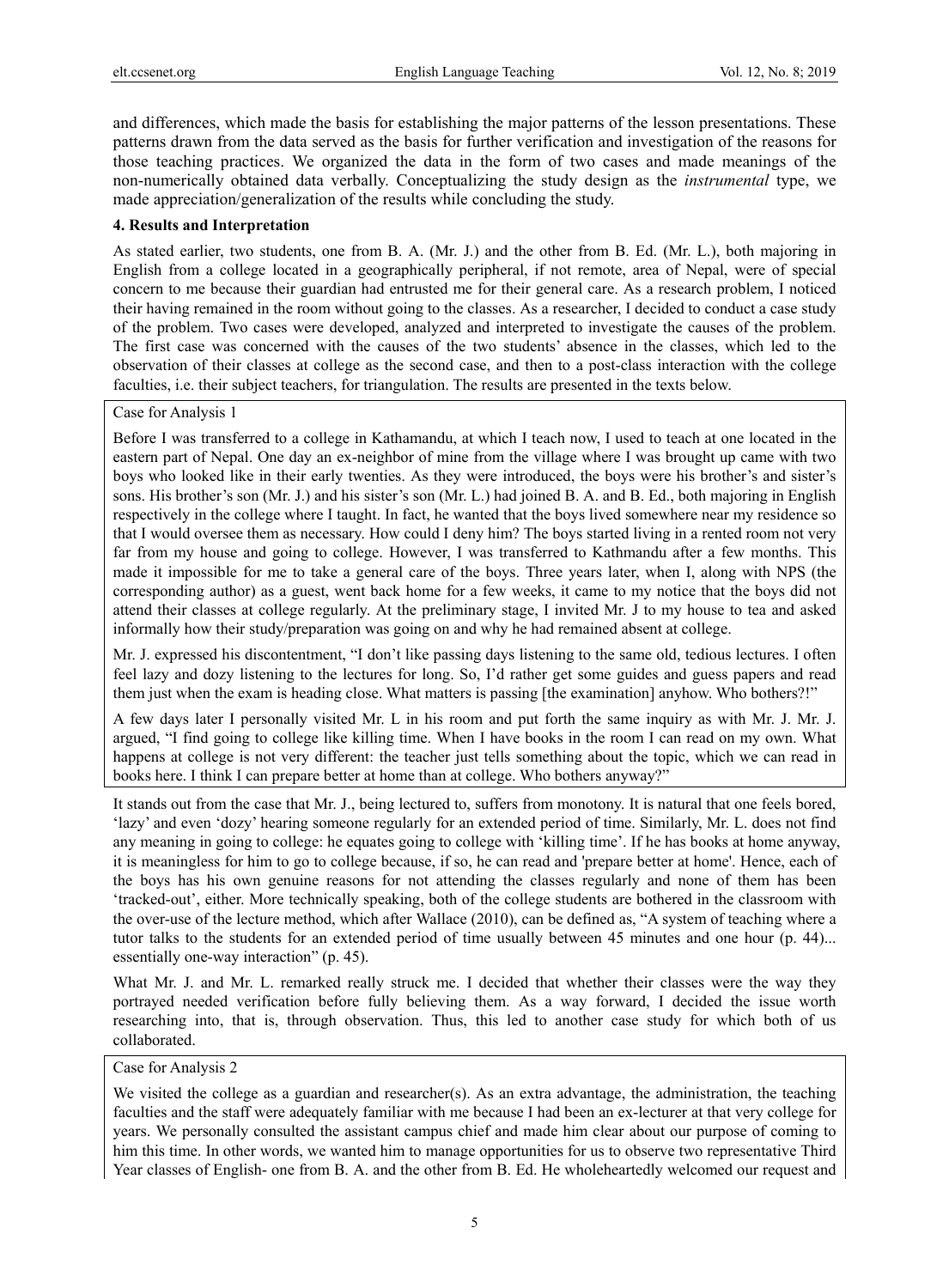and differences, which made the basis for establishing the major patterns of the lesson presentations. These patterns drawn from the data served as the basis for further verification and investigation of the reasons for those teaching practices. We organized the data in the form of two cases and made meanings of the non-numerically obtained data verbally. Conceptualizing the study design as the *instrumental* type, we made appreciation/generalization of the results while concluding the study.

## 4. Results and Interpretation

As stated earlier, two students, one from B. A. (Mr. J.) and the other from B. Ed. (Mr. L.), both majoring in English from a college located in a geographically peripheral, if not remote, area of Nepal, were of special concern to me because their guardian had entrusted me for their general care. As a research problem, I noticed their having remained in the room without going to the classes. As a researcher, I decided to conduct a case study of the problem. Two cases were developed, analyzed and interpreted to investigate the causes of the problem. The first case was concerned with the causes of the two students' absence in the classes, which led to the observation of their classes at college as the second case, and then to a post-class interaction with the college faculties, i.e. their subject teachers, for triangulation. The results are presented in the texts below.

Case for Analysis 1

Before I was transferred to a college in Kathamandu, at which I teach now, I used to teach at one located in the eastern part of Nepal. One day an ex-neighbor of mine from the village where I was brought up came with two boys who looked like in their early twenties. As they were introduced, the boys were his brother's and sister's sons. His brother's son (Mr. J.) and his sister's son (Mr. L.) had joined B. A. and B. Ed., both majoring in English respectively in the college where I taught. In fact, he wanted that the boys lived somewhere near my residence so that I would oversee them as necessary. How could I deny him? The boys started living in a rented room not very far from my house and going to college. However, I was transferred to Kathmandu after a few months. This made it impossible for me to take a general care of the boys. Three years later, when I, along with NPS (the corresponding author) as a guest, went back home for a few weeks, it came to my notice that the boys did not attend their classes at college regularly. At the preliminary stage, I invited Mr. J to my house to tea and asked informally how their study/preparation was going on and why he had remained absent at college.

Mr. J. expressed his discontentment, "I don't like passing days listening to the same old, tedious lectures. I often feel lazy and dozy listening to the lectures for long. So, I'd rather get some guides and guess papers and read them just when the exam is heading close. What matters is passing [the examination] anyhow. Who bothers?!"

A few days later I personally visited Mr. L in his room and put forth the same inquiry as with Mr. J. Mr. J. argued, "I find going to college like killing time. When I have books in the room I can read on my own. What happens at college is not very different: the teacher just tells something about the topic, which we can read in books here. I think I can prepare better at home than at college. Who bothers anyway?"

It stands out from the case that Mr. J., being lectured to, suffers from monotony. It is natural that one feels bored, 'lazy' and even 'dozy' hearing someone regularly for an extended period of time. Similarly, Mr. L. does not find any meaning in going to college: he equates going to college with 'killing time'. If he has books at home anyway, it is meaningless for him to go to college because, if so, he can read and 'prepare better at home'. Hence, each of the boys has his own genuine reasons for not attending the classes regularly and none of them has been 'tracked-out', either. More technically speaking, both of the college students are bothered in the classroom with the over-use of the lecture method, which after Wallace (2010), can be defined as, "A system of teaching where a tutor talks to the students for an extended period of time usually between 45 minutes and one hour (p. 44)... essentially one-way interaction" (p. 45).

What Mr. J. and Mr. L. remarked really struck me. I decided that whether their classes were the way they portrayed needed verification before fully believing them. As a way forward, I decided the issue worth researching into, that is, through observation. Thus, this led to another case study for which both of us collaborated.

Case for Analysis 2

We visited the college as a guardian and researcher(s). As an extra advantage, the administration, the teaching faculties and the staff were adequately familiar with me because I had been an ex-lecturer at that very college for years. We personally consulted the assistant campus chief and made him clear about our purpose of coming to him this time. In other words, we wanted him to manage opportunities for us to observe two representative Third Year classes of English- one from B. A. and the other from B. Ed. He wholeheartedly welcomed our request and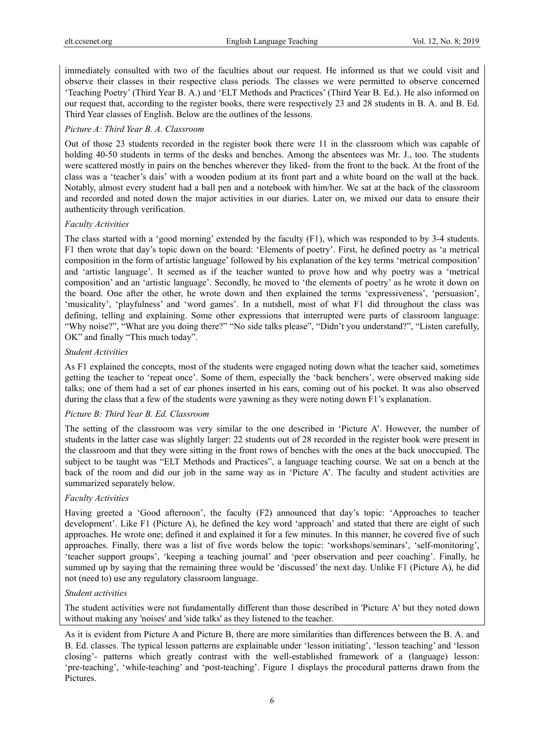immediately consulted with two of the faculties about our request. He informed us that we could visit and observe their classes in their respective class periods. The classes we were permitted to observe concerned 'Teaching Poetry' (Third Year B. A.) and 'ELT Methods and Practices' (Third Year B. Ed.). He also informed on our request that, according to the register books, there were respectively 23 and 28 students in B. A. and B. Ed. Third Year classes of English. Below are the outlines of the lessons.

*Picture A: Third Year B. A. Classroom*

Out of those 23 students recorded in the register book there were 11 in the classroom which was capable of holding 40-50 students in terms of the desks and benches. Among the absentees was Mr. J., too. The students were scattered mostly in pairs on the benches wherever they liked- from the front to the back. At the front of the class was a 'teacher's dais' with a wooden podium at its front part and a white board on the wall at the back. Notably, almost every student had a ball pen and a notebook with him/her. We sat at the back of the classroom and recorded and noted down the major activities in our diaries. Later on, we mixed our data to ensure their authenticity through verification.

*Faculty Activities*

The class started with a 'good morning' extended by the faculty (F1), which was responded to by 3-4 students. F1 then wrote that day's topic down on the board: 'Elements of poetry'. First, he defined poetry as 'a metrical composition in the form of artistic language' followed by his explanation of the key terms 'metrical composition' and 'artistic language'. It seemed as if the teacher wanted to prove how and why poetry was a 'metrical composition' and an 'artistic language'. Secondly, he moved to 'the elements of poetry' as he wrote it down on the board. One after the other, he wrote down and then explained the terms 'expressiveness', 'persuasion', 'musicality', 'playfulness' and 'word games'. In a nutshell, most of what F1 did throughout the class was defining, telling and explaining. Some other expressions that interrupted were parts of classroom language: "Why noise?", "What are you doing there?" "No side talks please", "Didn't you understand?", "Listen carefully, OK" and finally "This much today".

*Student Activities*

As F1 explained the concepts, most of the students were engaged noting down what the teacher said, sometimes getting the teacher to 'repeat once'. Some of them, especially the 'back benchers', were observed making side talks; one of them had a set of ear phones inserted in his ears, coming out of his pocket. It was also observed during the class that a few of the students were yawning as they were noting down F1's explanation.

*Picture B: Third Year B. Ed. Classroom*

The setting of the classroom was very similar to the one described in 'Picture A'. However, the number of students in the latter case was slightly larger: 22 students out of 28 recorded in the register book were present in the classroom and that they were sitting in the front rows of benches with the ones at the back unoccupied. The subject to be taught was "ELT Methods and Practices", a language teaching course. We sat on a bench at the back of the room and did our job in the same way as in 'Picture A'. The faculty and student activities are summarized separately below.

*Faculty Activities*

Having greeted a 'Good afternoon', the faculty (F2) announced that day's topic: 'Approaches to teacher development'. Like F1 (Picture A), he defined the key word 'approach' and stated that there are eight of such approaches. He wrote one; defined it and explained it for a few minutes. In this manner, he covered five of such approaches. Finally, there was a list of five words below the topic: 'workshops/seminars', 'self-monitoring', 'teacher support groups', 'keeping a teaching journal' and 'peer observation and peer coaching'. Finally, he summed up by saying that the remaining three would be 'discussed' the next day. Unlike F1 (Picture A), he did not (need to) use any regulatory classroom language.

*Student activities*

The student activities were not fundamentally different than those described in 'Picture A' but they noted down without making any 'noises' and 'side talks' as they listened to the teacher.

As it is evident from Picture A and Picture B, there are more similarities than differences between the B. A. and B. Ed. classes. The typical lesson patterns are explainable under 'lesson initiating', 'lesson teaching' and 'lesson closing'- patterns which greatly contrast with the well-established framework of a (language) lesson: 'pre-teaching', 'while-teaching' and 'post-teaching'. Figure 1 displays the procedural patterns drawn from the Pictures.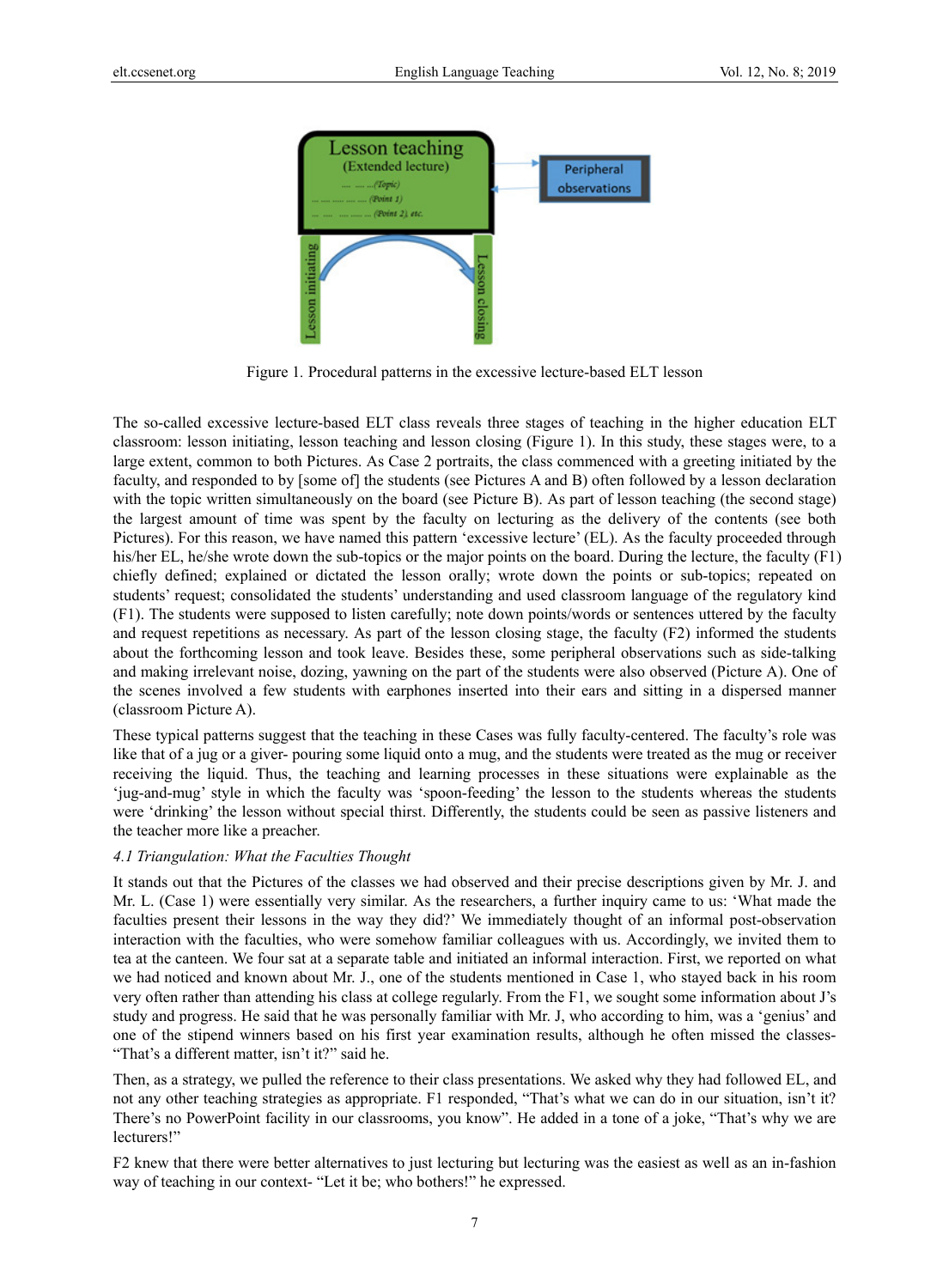Figure 1. Procedural patterns in the excessive lecture-based ELT lesson

The so-called excessive lecture-based ELT class reveals three stages of teaching in the higher education ELT classroom: lesson initiating, lesson teaching and lesson closing (Figure 1). In this study, these stages were, to a large extent, common to both Pictures. As Case 2 portraits, the class commenced with a greeting initiated by the faculty, and responded to by [some of] the students (see Pictures A and B) often followed by a lesson declaration with the topic written simultaneously on the board (see Picture B). As part of lesson teaching (the second stage) the largest amount of time was spent by the faculty on lecturing as the delivery of the contents (see both Pictures). For this reason, we have named this pattern 'excessive lecture' (EL). As the faculty proceeded through his/her EL, he/she wrote down the sub-topics or the major points on the board. During the lecture, the faculty (F1) chiefly defined; explained or dictated the lesson orally; wrote down the points or sub-topics; repeated on students' request; consolidated the students' understanding and used classroom language of the regulatory kind (F1). The students were supposed to listen carefully; note down points/words or sentences uttered by the faculty and request repetitions as necessary. As part of the lesson closing stage, the faculty (F2) informed the students about the forthcoming lesson and took leave. Besides these, some peripheral observations such as side-talking and making irrelevant noise, dozing, yawning on the part of the students were also observed (Picture A). One of the scenes involved a few students with earphones inserted into their ears and sitting in a dispersed manner (classroom Picture A).

These typical patterns suggest that the teaching in these Cases was fully faculty-centered. The faculty's role was like that of a jug or a giver- pouring some liquid onto a mug, and the students were treated as the mug or receiver receiving the liquid. Thus, the teaching and learning processes in these situations were explainable as the 'jug-and-mug' style in which the faculty was 'spoon-feeding' the lesson to the students whereas the students were 'drinking' the lesson without special thirst. Differently, the students could be seen as passive listeners and the teacher more like a preacher.

### *4.1 Triangulation: What the Faculties Thought*

It stands out that the Pictures of the classes we had observed and their precise descriptions given by Mr. J. and Mr. L. (Case 1) were essentially very similar. As the researchers, a further inquiry came to us: 'What made the faculties present their lessons in the way they did?' We immediately thought of an informal post-observation interaction with the faculties, who were somehow familiar colleagues with us. Accordingly, we invited them to tea at the canteen. We four sat at a separate table and initiated an informal interaction. First, we reported on what we had noticed and known about Mr. J., one of the students mentioned in Case 1, who stayed back in his room very often rather than attending his class at college regularly. From the F1, we sought some information about J's study and progress. He said that he was personally familiar with Mr. J, who according to him, was a 'genius' and one of the stipend winners based on his first year examination results, although he often missed the classes- "That's a different matter, isn't it?" said he.

Then, as a strategy, we pulled the reference to their class presentations. We asked why they had followed EL, and not any other teaching strategies as appropriate. F1 responded, "That's what we can do in our situation, isn't it? There's no PowerPoint facility in our classrooms, you know". He added in a tone of a joke, "That's why we are lecturers!"

F2 knew that there were better alternatives to just lecturing but lecturing was the easiest as well as an in-fashion way of teaching in our context- "Let it be; who bothers!" he expressed.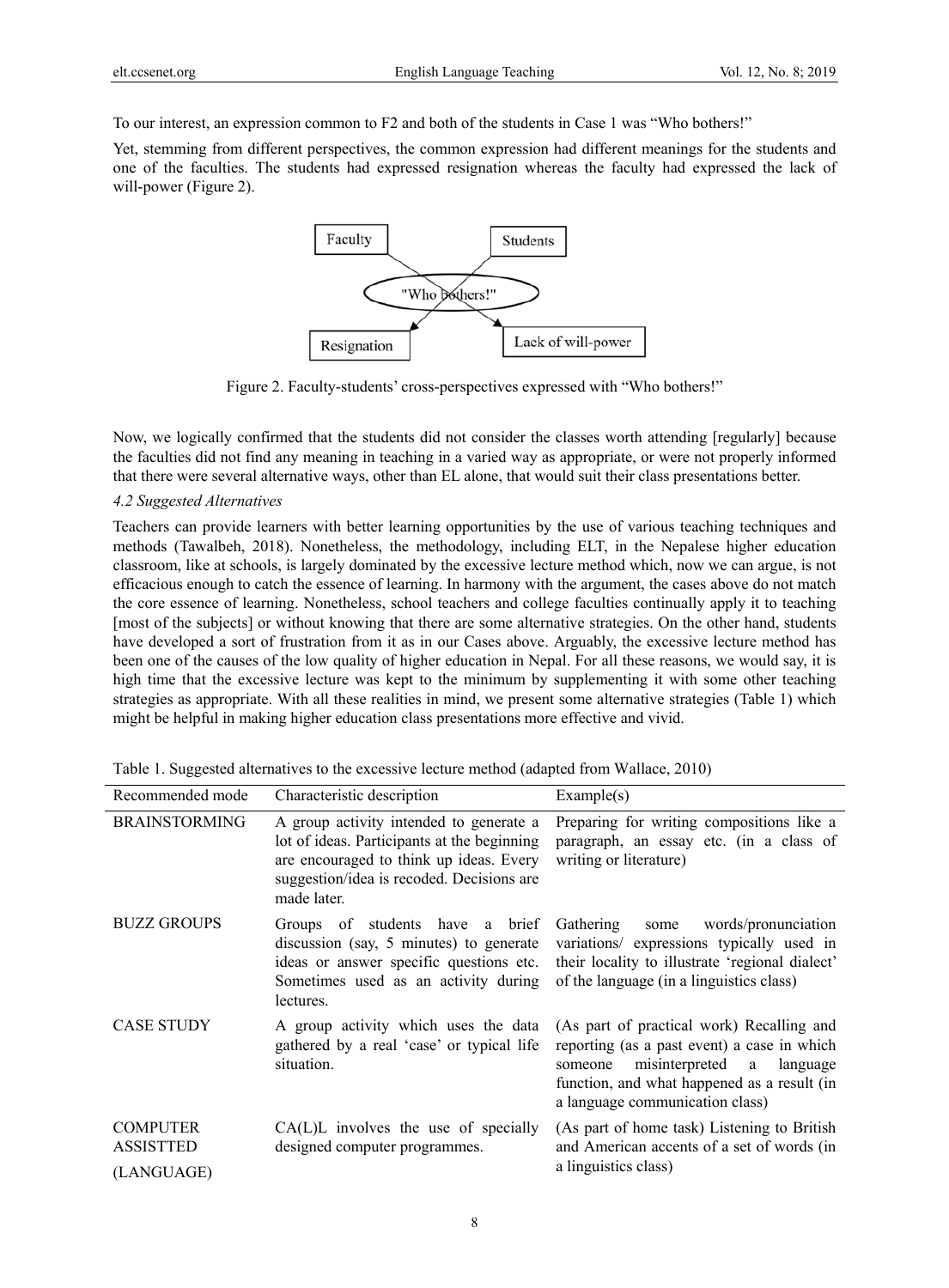To our interest, an expression common to F2 and both of the students in Case 1 was "Who bothers!"

Yet, stemming from different perspectives, the common expression had different meanings for the students and one of the faculties. The students had expressed resignation whereas the faculty had expressed the lack of will-power (Figure 2).

Figure 2. Faculty-students' cross-perspectives expressed with "Who bothers!"

Now, we logically confirmed that the students did not consider the classes worth attending [regularly] because the faculties did not find any meaning in teaching in a varied way as appropriate, or were not properly informed that there were several alternative ways, other than EL alone, that would suit their class presentations better.

### *4.2 Suggested Alternatives*

Teachers can provide learners with better learning opportunities by the use of various teaching techniques and methods (Tawalbeh, 2018). Nonetheless, the methodology, including ELT, in the Nepalese higher education classroom, like at schools, is largely dominated by the excessive lecture method which, now we can argue, is not efficacious enough to catch the essence of learning. In harmony with the argument, the cases above do not match the core essence of learning. Nonetheless, school teachers and college faculties continually apply it to teaching [most of the subjects] or without knowing that there are some alternative strategies. On the other hand, students have developed a sort of frustration from it as in our Cases above. Arguably, the excessive lecture method has been one of the causes of the low quality of higher education in Nepal. For all these reasons, we would say, it is high time that the excessive lecture was kept to the minimum by supplementing it with some other teaching strategies as appropriate. With all these realities in mind, we present some alternative strategies (Table 1) which might be helpful in making higher education class presentations more effective and vivid.

Table 1. Suggested alternatives to the excessive lecture method (adapted from Wallace, 2010)

| Recommended mode | Characteristic description | Example(s) |
| --- | --- | --- |
| BRAINSTORMING | A group activity intended to generate a lot of ideas. Participants at the beginning are encouraged to think up ideas. Every suggestion/idea is recoded. Decisions are made later. | Preparing for writing compositions like a paragraph, an essay etc. (in a class of writing or literature) |
| BUZZ GROUPS | Groups of students have a brief discussion (say, 5 minutes) to generate ideas or answer specific questions etc. Sometimes used as an activity during lectures. | Gathering some words/pronunciation variations/ expressions typically used in their locality to illustrate 'regional dialect' of the language (in a linguistics class) |
| CASE STUDY | A group activity which uses the data gathered by a real 'case' or typical life situation. | (As part of practical work) Recalling and reporting (as a past event) a case in which someone misinterpreted a language function, and what happened as a result (in a language communication class) |
| COMPUTER ASSISTTED (LANGUAGE) | CA(L)L involves the use of specially designed computer programmes. | (As part of home task) Listening to British and American accents of a set of words (in a linguistics class) |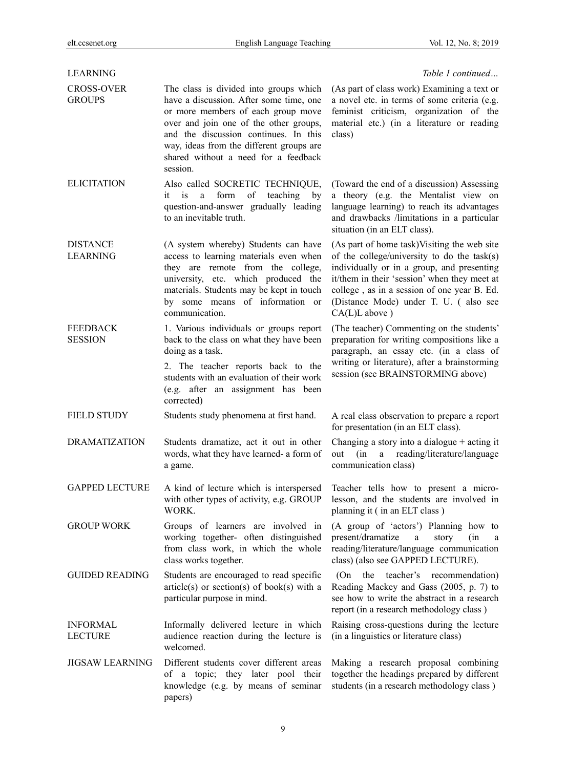*Table 1 continued…*

| | | |
|---|---|---|
| LEARNING | | |
| CROSS-OVER GROUPS | The class is divided into groups which have a discussion. After some time, one or more members of each group move over and join one of the other groups, and the discussion continues. In this way, ideas from the different groups are shared without a need for a feedback session. | (As part of class work) Examining a text or a novel etc. in terms of some criteria (e.g. feminist criticism, organization of the material etc.) (in a literature or reading class) |
| ELICITATION | Also called SOCRETIC TECHNIQUE, it is a form of teaching by question-and-answer gradually leading to an inevitable truth. | (Toward the end of a discussion) Assessing a theory (e.g. the Mentalist view on language learning) to reach its advantages and drawbacks /limitations in a particular situation (in an ELT class). |
| DISTANCE LEARNING | (A system whereby) Students can have access to learning materials even when they are remote from the college, university, etc. which produced the materials. Students may be kept in touch by some means of information or communication. | (As part of home task)Visiting the web site of the college/university to do the task(s) individually or in a group, and presenting it/them in their 'session' when they meet at college , as in a session of one year B. Ed. (Distance Mode) under T. U. ( also see CA(L)L above ) |
| FEEDBACK SESSION | 1. Various individuals or groups report back to the class on what they have been doing as a task.<br>2. The teacher reports back to the students with an evaluation of their work (e.g. after an assignment has been corrected) | (The teacher) Commenting on the students' preparation for writing compositions like a paragraph, an essay etc. (in a class of writing or literature), after a brainstorming session (see BRAINSTORMING above) |
| FIELD STUDY | Students study phenomena at first hand. | A real class observation to prepare a report for presentation (in an ELT class). |
| DRAMATIZATION | Students dramatize, act it out in other words, what they have learned- a form of a game. | Changing a story into a dialogue + acting it out (in a reading/literature/language communication class) |
| GAPPED LECTURE | A kind of lecture which is interspersed with other types of activity, e.g. GROUP WORK. | Teacher tells how to present a micro-lesson, and the students are involved in planning it ( in an ELT class ) |
| GROUP WORK | Groups of learners are involved in working together- often distinguished from class work, in which the whole class works together. | (A group of 'actors') Planning how to present/dramatize a story (in a reading/literature/language communication class) (also see GAPPED LECTURE). |
| GUIDED READING | Students are encouraged to read specific article(s) or section(s) of book(s) with a particular purpose in mind. | (On the teacher's recommendation) Reading Mackey and Gass (2005, p. 7) to see how to write the abstract in a research report (in a research methodology class ) |
| INFORMAL LECTURE | Informally delivered lecture in which audience reaction during the lecture is welcomed. | Raising cross-questions during the lecture (in a linguistics or literature class) |
| JIGSAW LEARNING | Different students cover different areas of a topic; they later pool their knowledge (e.g. by means of seminar papers) | Making a research proposal combining together the headings prepared by different students (in a research methodology class ) |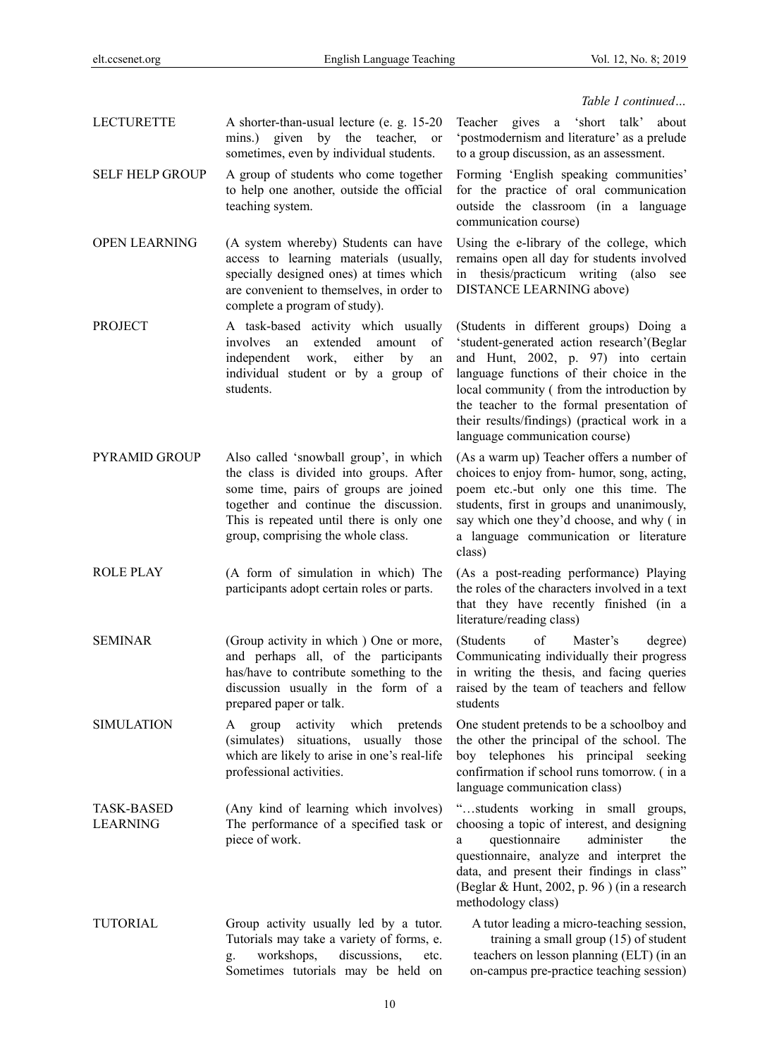*Table 1 continued…*

| | | |
|---|---|---|
| LECTURETTE | A shorter-than-usual lecture (e. g. 15-20 mins.) given by the teacher, or sometimes, even by individual students. | Teacher gives a 'short talk' about 'postmodernism and literature' as a prelude to a group discussion, as an assessment. |
| SELF HELP GROUP | A group of students who come together to help one another, outside the official teaching system. | Forming 'English speaking communities' for the practice of oral communication outside the classroom (in a language communication course) |
| OPEN LEARNING | (A system whereby) Students can have access to learning materials (usually, specially designed ones) at times which are convenient to themselves, in order to complete a program of study). | Using the e-library of the college, which remains open all day for students involved in thesis/practicum writing (also see DISTANCE LEARNING above) |
| PROJECT | A task-based activity which usually involves an extended amount of independent work, either by an individual student or by a group of students. | (Students in different groups) Doing a 'student-generated action research'(Beglar and Hunt, 2002, p. 97) into certain language functions of their choice in the local community ( from the introduction by the teacher to the formal presentation of their results/findings) (practical work in a language communication course) |
| PYRAMID GROUP | Also called 'snowball group', in which the class is divided into groups. After some time, pairs of groups are joined together and continue the discussion. This is repeated until there is only one group, comprising the whole class. | (As a warm up) Teacher offers a number of choices to enjoy from- humor, song, acting, poem etc.-but only one this time. The students, first in groups and unanimously, say which one they'd choose, and why ( in a language communication or literature class) |
| ROLE PLAY | (A form of simulation in which) The participants adopt certain roles or parts. | (As a post-reading performance) Playing the roles of the characters involved in a text that they have recently finished (in a literature/reading class) |
| SEMINAR | (Group activity in which ) One or more, and perhaps all, of the participants has/have to contribute something to the discussion usually in the form of a prepared paper or talk. | (Students of Master's degree) Communicating individually their progress in writing the thesis, and facing queries raised by the team of teachers and fellow students |
| SIMULATION | A group activity which pretends (simulates) situations, usually those which are likely to arise in one's real-life professional activities. | One student pretends to be a schoolboy and the other the principal of the school. The boy telephones his principal seeking confirmation if school runs tomorrow. ( in a language communication class) |
| TASK-BASED LEARNING | (Any kind of learning which involves) The performance of a specified task or piece of work. | "…students working in small groups, choosing a topic of interest, and designing a questionnaire administer the questionnaire, analyze and interpret the data, and present their findings in class" (Beglar & Hunt, 2002, p. 96 ) (in a research methodology class) |
| TUTORIAL | Group activity usually led by a tutor. Tutorials may take a variety of forms, e. g. workshops, discussions, etc. Sometimes tutorials may be held on | A tutor leading a micro-teaching session, training a small group (15) of student teachers on lesson planning (ELT) (in an on-campus pre-practice teaching session) |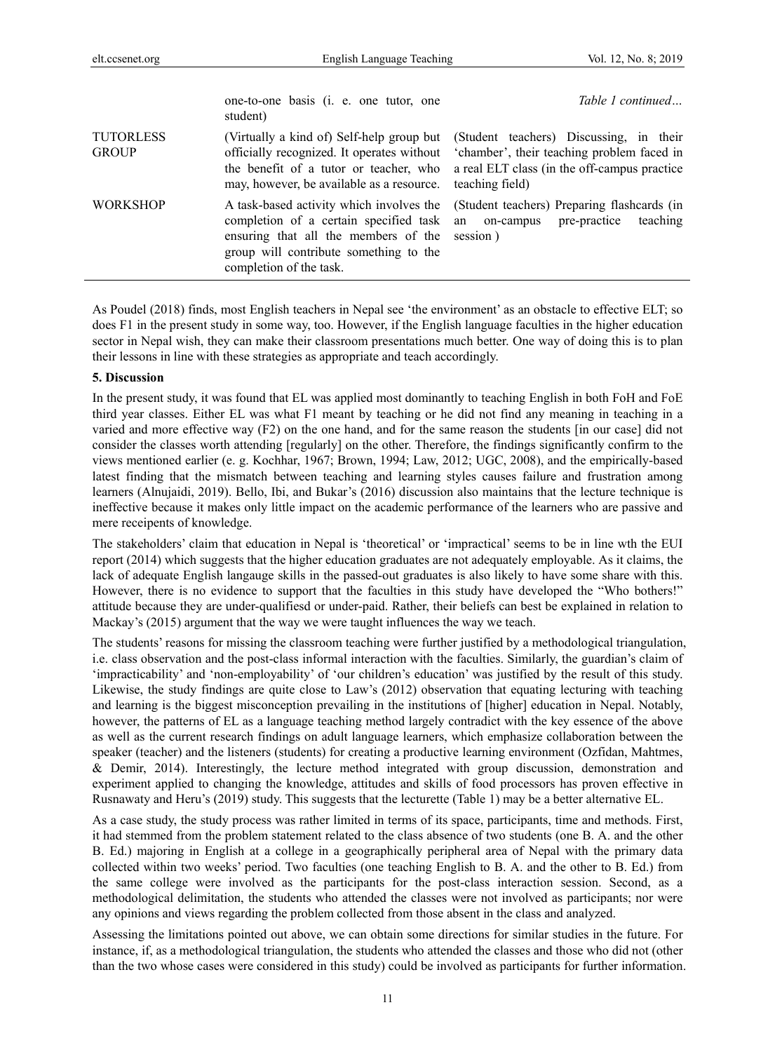| | one-to-one basis (i. e. one tutor, one student) | *Table 1 continued…* |
|---|---|---|
| TUTORLESS GROUP | (Virtually a kind of) Self-help group but officially recognized. It operates without the benefit of a tutor or teacher, who may, however, be available as a resource. | (Student teachers) Discussing, in their 'chamber', their teaching problem faced in a real ELT class (in the off-campus practice teaching field) |
| WORKSHOP | A task-based activity which involves the completion of a certain specified task ensuring that all the members of the group will contribute something to the completion of the task. | (Student teachers) Preparing flashcards (in an on-campus pre-practice teaching session ) |

As Poudel (2018) finds, most English teachers in Nepal see 'the environment' as an obstacle to effective ELT; so does F1 in the present study in some way, too. However, if the English language faculties in the higher education sector in Nepal wish, they can make their classroom presentations much better. One way of doing this is to plan their lessons in line with these strategies as appropriate and teach accordingly.

## 5. Discussion

In the present study, it was found that EL was applied most dominantly to teaching English in both FoH and FoE third year classes. Either EL was what F1 meant by teaching or he did not find any meaning in teaching in a varied and more effective way (F2) on the one hand, and for the same reason the students [in our case] did not consider the classes worth attending [regularly] on the other. Therefore, the findings significantly confirm to the views mentioned earlier (e. g. Kochhar, 1967; Brown, 1994; Law, 2012; UGC, 2008), and the empirically-based latest finding that the mismatch between teaching and learning styles causes failure and frustration among learners (Alnujaidi, 2019). Bello, Ibi, and Bukar's (2016) discussion also maintains that the lecture technique is ineffective because it makes only little impact on the academic performance of the learners who are passive and mere receipents of knowledge.

The stakeholders' claim that education in Nepal is 'theoretical' or 'impractical' seems to be in line wth the EUI report (2014) which suggests that the higher education graduates are not adequately employable. As it claims, the lack of adequate English langauge skills in the passed-out graduates is also likely to have some share with this. However, there is no evidence to support that the faculties in this study have developed the "Who bothers!" attitude because they are under-qualifiesd or under-paid. Rather, their beliefs can best be explained in relation to Mackay's (2015) argument that the way we were taught influences the way we teach.

The students' reasons for missing the classroom teaching were further justified by a methodological triangulation, i.e. class observation and the post-class informal interaction with the faculties. Similarly, the guardian's claim of 'impracticability' and 'non-employability' of 'our children's education' was justified by the result of this study. Likewise, the study findings are quite close to Law's (2012) observation that equating lecturing with teaching and learning is the biggest misconception prevailing in the institutions of [higher] education in Nepal. Notably, however, the patterns of EL as a language teaching method largely contradict with the key essence of the above as well as the current research findings on adult language learners, which emphasize collaboration between the speaker (teacher) and the listeners (students) for creating a productive learning environment (Ozfidan, Mahtmes, & Demir, 2014). Interestingly, the lecture method integrated with group discussion, demonstration and experiment applied to changing the knowledge, attitudes and skills of food processors has proven effective in Rusnawaty and Heru's (2019) study. This suggests that the lecturette (Table 1) may be a better alternative EL.

As a case study, the study process was rather limited in terms of its space, participants, time and methods. First, it had stemmed from the problem statement related to the class absence of two students (one B. A. and the other B. Ed.) majoring in English at a college in a geographically peripheral area of Nepal with the primary data collected within two weeks' period. Two faculties (one teaching English to B. A. and the other to B. Ed.) from the same college were involved as the participants for the post-class interaction session. Second, as a methodological delimitation, the students who attended the classes were not involved as participants; nor were any opinions and views regarding the problem collected from those absent in the class and analyzed.

Assessing the limitations pointed out above, we can obtain some directions for similar studies in the future. For instance, if, as a methodological triangulation, the students who attended the classes and those who did not (other than the two whose cases were considered in this study) could be involved as participants for further information.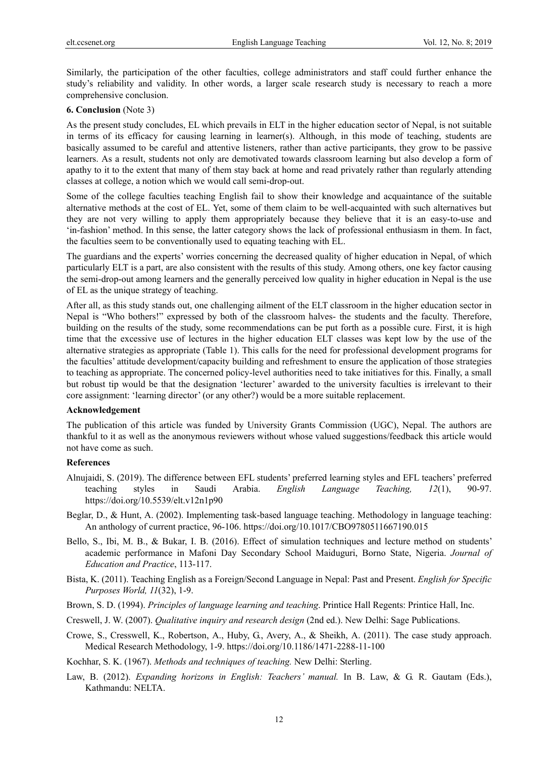Similarly, the participation of the other faculties, college administrators and staff could further enhance the study's reliability and validity. In other words, a larger scale research study is necessary to reach a more comprehensive conclusion.

**6. Conclusion** (Note 3)

As the present study concludes, EL which prevails in ELT in the higher education sector of Nepal, is not suitable in terms of its efficacy for causing learning in learner(s). Although, in this mode of teaching, students are basically assumed to be careful and attentive listeners, rather than active participants, they grow to be passive learners. As a result, students not only are demotivated towards classroom learning but also develop a form of apathy to it to the extent that many of them stay back at home and read privately rather than regularly attending classes at college, a notion which we would call semi-drop-out.

Some of the college faculties teaching English fail to show their knowledge and acquaintance of the suitable alternative methods at the cost of EL. Yet, some of them claim to be well-acquainted with such alternatives but they are not very willing to apply them appropriately because they believe that it is an easy-to-use and 'in-fashion' method. In this sense, the latter category shows the lack of professional enthusiasm in them. In fact, the faculties seem to be conventionally used to equating teaching with EL.

The guardians and the experts' worries concerning the decreased quality of higher education in Nepal, of which particularly ELT is a part, are also consistent with the results of this study. Among others, one key factor causing the semi-drop-out among learners and the generally perceived low quality in higher education in Nepal is the use of EL as the unique strategy of teaching.

After all, as this study stands out, one challenging ailment of the ELT classroom in the higher education sector in Nepal is "Who bothers!" expressed by both of the classroom halves- the students and the faculty. Therefore, building on the results of the study, some recommendations can be put forth as a possible cure. First, it is high time that the excessive use of lectures in the higher education ELT classes was kept low by the use of the alternative strategies as appropriate (Table 1). This calls for the need for professional development programs for the faculties' attitude development/capacity building and refreshment to ensure the application of those strategies to teaching as appropriate. The concerned policy-level authorities need to take initiatives for this. Finally, a small but robust tip would be that the designation 'lecturer' awarded to the university faculties is irrelevant to their core assignment: 'learning director' (or any other?) would be a more suitable replacement.

**Acknowledgement**

The publication of this article was funded by University Grants Commission (UGC), Nepal. The authors are thankful to it as well as the anonymous reviewers without whose valued suggestions/feedback this article would not have come as such.

**References**

Alnujaidi, S. (2019). The difference between EFL students' preferred learning styles and EFL teachers' preferred teaching styles in Saudi Arabia. *English Language Teaching, 12*(1), 90-97. https://doi.org/10.5539/elt.v12n1p90

Beglar, D., & Hunt, A. (2002). Implementing task-based language teaching. Methodology in language teaching: An anthology of current practice, 96-106. https://doi.org/10.1017/CBO9780511667190.015

Bello, S., Ibi, M. B., & Bukar, I. B. (2016). Effect of simulation techniques and lecture method on students' academic performance in Mafoni Day Secondary School Maiduguri, Borno State, Nigeria. *Journal of Education and Practice*, 113-117.

Bista, K. (2011). Teaching English as a Foreign/Second Language in Nepal: Past and Present. *English for Specific Purposes World, 11*(32), 1-9.

Brown, S. D. (1994). *Principles of language learning and teaching*. Printice Hall Regents: Printice Hall, Inc.

Creswell, J. W. (2007). *Qualitative inquiry and research design* (2nd ed.). New Delhi: Sage Publications.

Crowe, S., Cresswell, K., Robertson, A., Huby, G., Avery, A., & Sheikh, A. (2011). The case study approach. Medical Research Methodology, 1-9. https://doi.org/10.1186/1471-2288-11-100

Kochhar, S. K. (1967). *Methods and techniques of teaching.* New Delhi: Sterling.

Law, B. (2012). *Expanding horizons in English: Teachers' manual.* In B. Law, & G. R. Gautam (Eds.), Kathmandu: NELTA.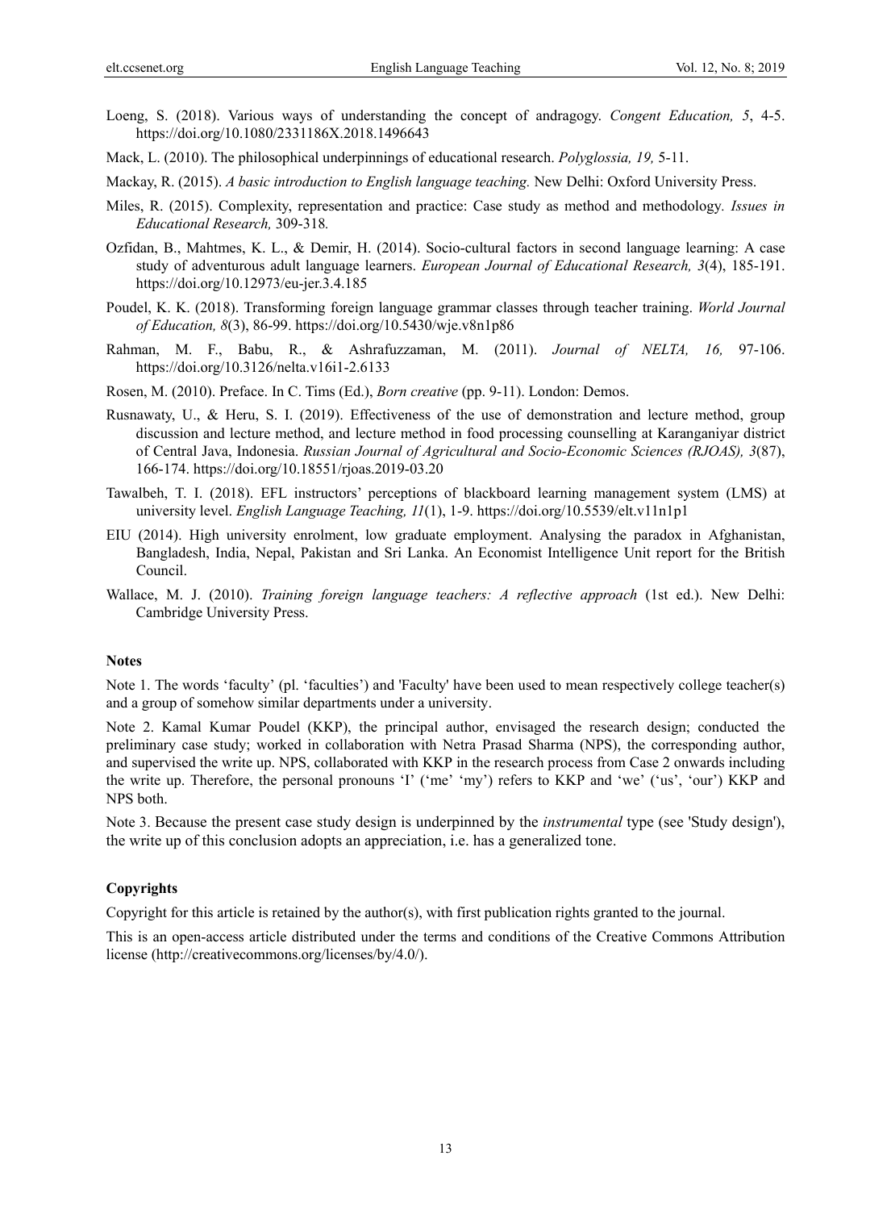Loeng, S. (2018). Various ways of understanding the concept of andragogy. *Congent Education, 5*, 4-5. https://doi.org/10.1080/2331186X.2018.1496643

Mack, L. (2010). The philosophical underpinnings of educational research. *Polyglossia, 19,* 5-11.

Mackay, R. (2015). *A basic introduction to English language teaching.* New Delhi: Oxford University Press.

Miles, R. (2015). Complexity, representation and practice: Case study as method and methodology. *Issues in Educational Research,* 309-318*.*

Ozfidan, B., Mahtmes, K. L., & Demir, H. (2014). Socio-cultural factors in second language learning: A case study of adventurous adult language learners. *European Journal of Educational Research, 3*(4), 185-191. https://doi.org/10.12973/eu-jer.3.4.185

Poudel, K. K. (2018). Transforming foreign language grammar classes through teacher training. *World Journal of Education, 8*(3), 86-99. https://doi.org/10.5430/wje.v8n1p86

Rahman, M. F., Babu, R., & Ashrafuzzaman, M. (2011). *Journal of NELTA, 16,* 97-106. https://doi.org/10.3126/nelta.v16i1-2.6133

Rosen, M. (2010). Preface. In C. Tims (Ed.), *Born creative* (pp. 9-11). London: Demos.

Rusnawaty, U., & Heru, S. I. (2019). Effectiveness of the use of demonstration and lecture method, group discussion and lecture method, and lecture method in food processing counselling at Karanganiyar district of Central Java, Indonesia. *Russian Journal of Agricultural and Socio-Economic Sciences (RJOAS), 3*(87), 166-174. https://doi.org/10.18551/rjoas.2019-03.20

Tawalbeh, T. I. (2018). EFL instructors' perceptions of blackboard learning management system (LMS) at university level. *English Language Teaching, 11*(1), 1-9. https://doi.org/10.5539/elt.v11n1p1

EIU (2014). High university enrolment, low graduate employment. Analysing the paradox in Afghanistan, Bangladesh, India, Nepal, Pakistan and Sri Lanka. An Economist Intelligence Unit report for the British Council.

Wallace, M. J. (2010). *Training foreign language teachers: A reflective approach* (1st ed.). New Delhi: Cambridge University Press.

### Notes

Note 1. The words 'faculty' (pl. 'faculties') and 'Faculty' have been used to mean respectively college teacher(s) and a group of somehow similar departments under a university.

Note 2. Kamal Kumar Poudel (KKP), the principal author, envisaged the research design; conducted the preliminary case study; worked in collaboration with Netra Prasad Sharma (NPS), the corresponding author, and supervised the write up. NPS, collaborated with KKP in the research process from Case 2 onwards including the write up. Therefore, the personal pronouns 'I' ('me' 'my') refers to KKP and 'we' ('us', 'our') KKP and NPS both.

Note 3. Because the present case study design is underpinned by the *instrumental* type (see 'Study design'), the write up of this conclusion adopts an appreciation, i.e. has a generalized tone.

### Copyrights

Copyright for this article is retained by the author(s), with first publication rights granted to the journal.

This is an open-access article distributed under the terms and conditions of the Creative Commons Attribution license (http://creativecommons.org/licenses/by/4.0/).